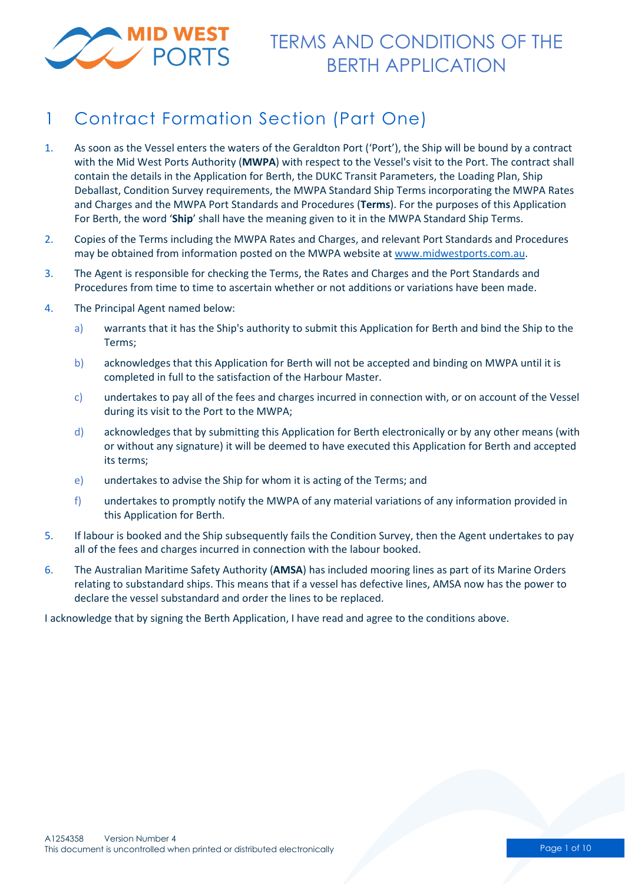# TERMS AND CONDITIONS OF THE BERTH APPLICATION

## 1 Contract Formation Section (Part One)

1. As soon as the Vessel enters the waters of the Geraldton Port ('Port'), the Ship will be bound by a contract with the Mid West Ports Authority (**MWPA**) with respect to the Vessel's visit to the Port. The contract shall contain the details in the Application for Berth, the DUKC Transit Parameters, the Loading Plan, Ship Deballast, Condition Survey requirements, the MWPA Standard Ship Terms incorporating the MWPA Rates and Charges and the MWPA Port Standards and Procedures (**Terms**). For the purposes of this Application For Berth, the word '**Ship**' shall have the meaning given to it in the MWPA Standard Ship Terms.
2. Copies of the Terms including the MWPA Rates and Charges, and relevant Port Standards and Procedures may be obtained from information posted on the MWPA website at www.midwestports.com.au.
3. The Agent is responsible for checking the Terms, the Rates and Charges and the Port Standards and Procedures from time to time to ascertain whether or not additions or variations have been made.
4. The Principal Agent named below:
   a) warrants that it has the Ship's authority to submit this Application for Berth and bind the Ship to the Terms;
   b) acknowledges that this Application for Berth will not be accepted and binding on MWPA until it is completed in full to the satisfaction of the Harbour Master.
   c) undertakes to pay all of the fees and charges incurred in connection with, or on account of the Vessel during its visit to the Port to the MWPA;
   d) acknowledges that by submitting this Application for Berth electronically or by any other means (with or without any signature) it will be deemed to have executed this Application for Berth and accepted its terms;
   e) undertakes to advise the Ship for whom it is acting of the Terms; and
   f) undertakes to promptly notify the MWPA of any material variations of any information provided in this Application for Berth.
5. If labour is booked and the Ship subsequently fails the Condition Survey, then the Agent undertakes to pay all of the fees and charges incurred in connection with the labour booked.
6. The Australian Maritime Safety Authority (**AMSA**) has included mooring lines as part of its Marine Orders relating to substandard ships. This means that if a vessel has defective lines, AMSA now has the power to declare the vessel substandard and order the lines to be replaced.

I acknowledge that by signing the Berth Application, I have read and agree to the conditions above.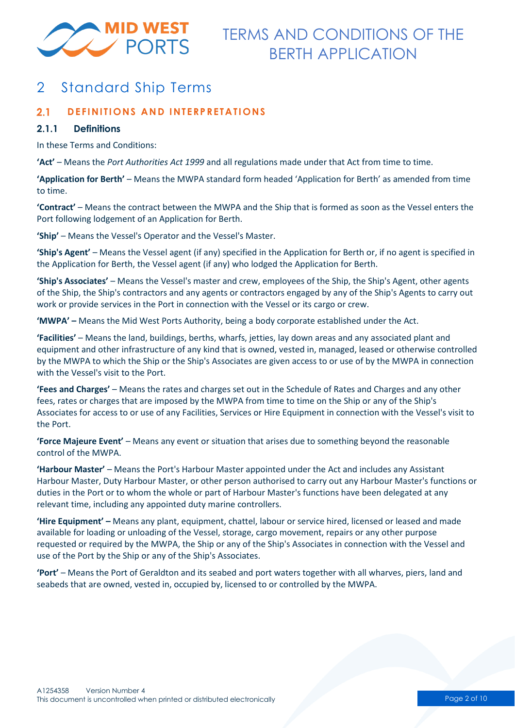# 2 Standard Ship Terms

## 2.1 DEFINITIONS AND INTERPRETATIONS

### 2.1.1 Definitions

In these Terms and Conditions:

**'Act'** – Means the *Port Authorities Act 1999* and all regulations made under that Act from time to time.

**'Application for Berth'** – Means the MWPA standard form headed 'Application for Berth' as amended from time to time.

**'Contract'** – Means the contract between the MWPA and the Ship that is formed as soon as the Vessel enters the Port following lodgement of an Application for Berth.

**'Ship'** – Means the Vessel's Operator and the Vessel's Master.

**'Ship's Agent'** – Means the Vessel agent (if any) specified in the Application for Berth or, if no agent is specified in the Application for Berth, the Vessel agent (if any) who lodged the Application for Berth.

**'Ship's Associates'** – Means the Vessel's master and crew, employees of the Ship, the Ship's Agent, other agents of the Ship, the Ship's contractors and any agents or contractors engaged by any of the Ship's Agents to carry out work or provide services in the Port in connection with the Vessel or its cargo or crew.

**'MWPA' –** Means the Mid West Ports Authority, being a body corporate established under the Act.

**'Facilities'** – Means the land, buildings, berths, wharfs, jetties, lay down areas and any associated plant and equipment and other infrastructure of any kind that is owned, vested in, managed, leased or otherwise controlled by the MWPA to which the Ship or the Ship's Associates are given access to or use of by the MWPA in connection with the Vessel's visit to the Port.

**'Fees and Charges'** – Means the rates and charges set out in the Schedule of Rates and Charges and any other fees, rates or charges that are imposed by the MWPA from time to time on the Ship or any of the Ship's Associates for access to or use of any Facilities, Services or Hire Equipment in connection with the Vessel's visit to the Port.

**'Force Majeure Event'** – Means any event or situation that arises due to something beyond the reasonable control of the MWPA.

**'Harbour Master'** – Means the Port's Harbour Master appointed under the Act and includes any Assistant Harbour Master, Duty Harbour Master, or other person authorised to carry out any Harbour Master's functions or duties in the Port or to whom the whole or part of Harbour Master's functions have been delegated at any relevant time, including any appointed duty marine controllers.

**'Hire Equipment' –** Means any plant, equipment, chattel, labour or service hired, licensed or leased and made available for loading or unloading of the Vessel, storage, cargo movement, repairs or any other purpose requested or required by the MWPA, the Ship or any of the Ship's Associates in connection with the Vessel and use of the Port by the Ship or any of the Ship's Associates.

**'Port'** – Means the Port of Geraldton and its seabed and port waters together with all wharves, piers, land and seabeds that are owned, vested in, occupied by, licensed to or controlled by the MWPA.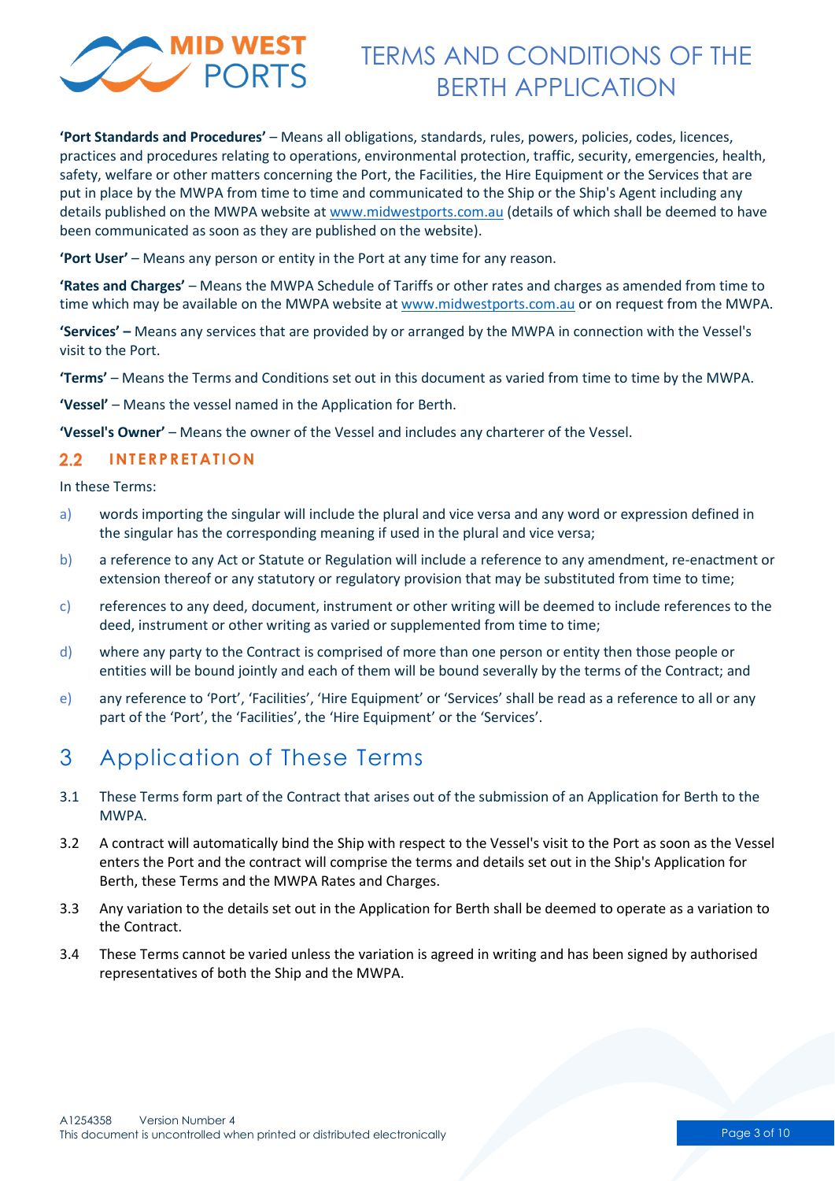**'Port Standards and Procedures'** – Means all obligations, standards, rules, powers, policies, codes, licences, practices and procedures relating to operations, environmental protection, traffic, security, emergencies, health, safety, welfare or other matters concerning the Port, the Facilities, the Hire Equipment or the Services that are put in place by the MWPA from time to time and communicated to the Ship or the Ship's Agent including any details published on the MWPA website at www.midwestports.com.au (details of which shall be deemed to have been communicated as soon as they are published on the website).

**'Port User'** – Means any person or entity in the Port at any time for any reason.

**'Rates and Charges'** – Means the MWPA Schedule of Tariffs or other rates and charges as amended from time to time which may be available on the MWPA website at www.midwestports.com.au or on request from the MWPA.

**'Services' –** Means any services that are provided by or arranged by the MWPA in connection with the Vessel's visit to the Port.

**'Terms'** – Means the Terms and Conditions set out in this document as varied from time to time by the MWPA.

**'Vessel'** – Means the vessel named in the Application for Berth.

**'Vessel's Owner'** – Means the owner of the Vessel and includes any charterer of the Vessel.

### 2.2 INTERPRETATION

In these Terms:

a) words importing the singular will include the plural and vice versa and any word or expression defined in the singular has the corresponding meaning if used in the plural and vice versa;

b) a reference to any Act or Statute or Regulation will include a reference to any amendment, re-enactment or extension thereof or any statutory or regulatory provision that may be substituted from time to time;

c) references to any deed, document, instrument or other writing will be deemed to include references to the deed, instrument or other writing as varied or supplemented from time to time;

d) where any party to the Contract is comprised of more than one person or entity then those people or entities will be bound jointly and each of them will be bound severally by the terms of the Contract; and

e) any reference to 'Port', 'Facilities', 'Hire Equipment' or 'Services' shall be read as a reference to all or any part of the 'Port', the 'Facilities', the 'Hire Equipment' or the 'Services'.

## 3 Application of These Terms

3.1 These Terms form part of the Contract that arises out of the submission of an Application for Berth to the MWPA.

3.2 A contract will automatically bind the Ship with respect to the Vessel's visit to the Port as soon as the Vessel enters the Port and the contract will comprise the terms and details set out in the Ship's Application for Berth, these Terms and the MWPA Rates and Charges.

3.3 Any variation to the details set out in the Application for Berth shall be deemed to operate as a variation to the Contract.

3.4 These Terms cannot be varied unless the variation is agreed in writing and has been signed by authorised representatives of both the Ship and the MWPA.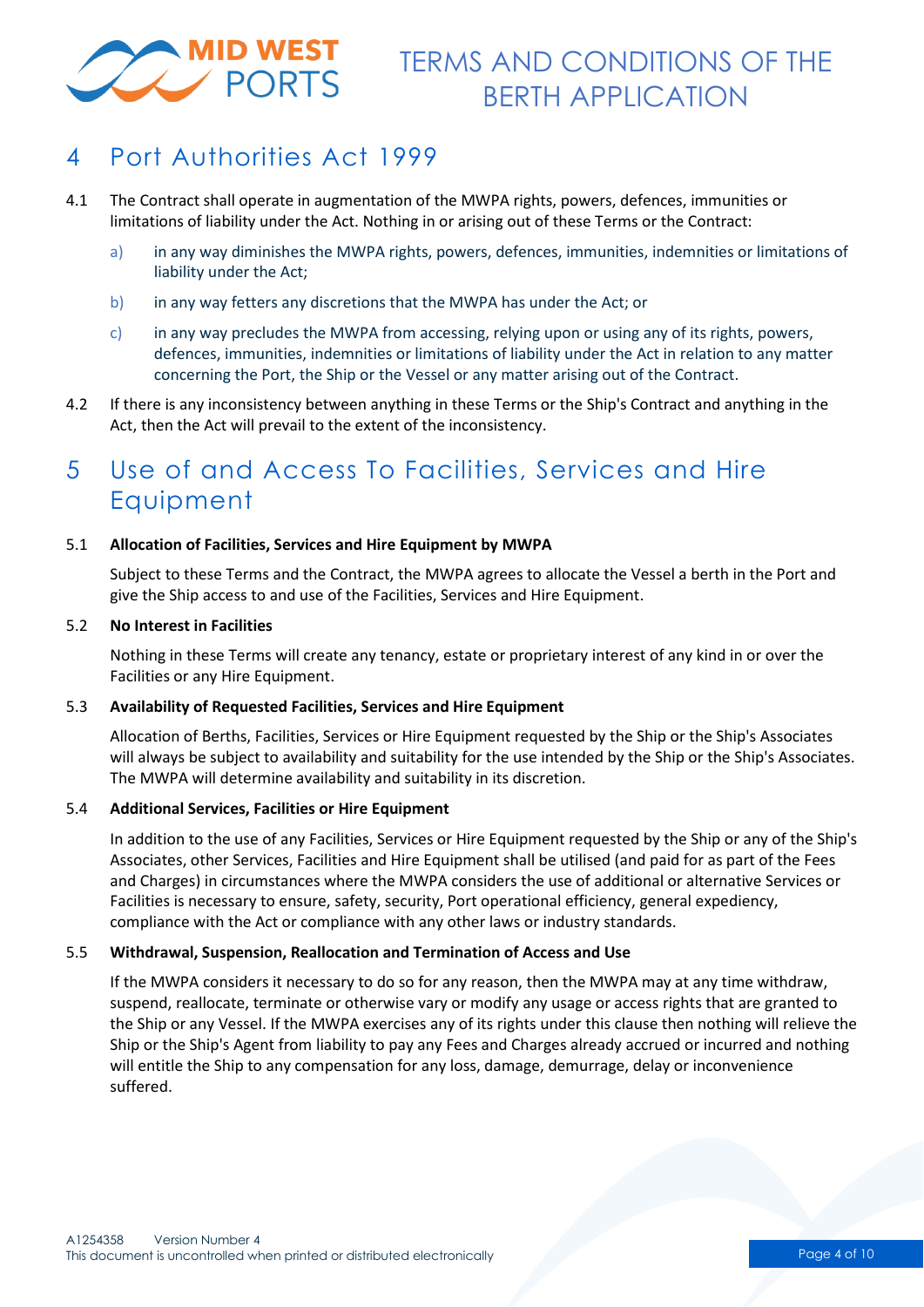# 4 Port Authorities Act 1999

4.1 The Contract shall operate in augmentation of the MWPA rights, powers, defences, immunities or limitations of liability under the Act. Nothing in or arising out of these Terms or the Contract:

a) in any way diminishes the MWPA rights, powers, defences, immunities, indemnities or limitations of liability under the Act;

b) in any way fetters any discretions that the MWPA has under the Act; or

c) in any way precludes the MWPA from accessing, relying upon or using any of its rights, powers, defences, immunities, indemnities or limitations of liability under the Act in relation to any matter concerning the Port, the Ship or the Vessel or any matter arising out of the Contract.

4.2 If there is any inconsistency between anything in these Terms or the Ship's Contract and anything in the Act, then the Act will prevail to the extent of the inconsistency.

# 5 Use of and Access To Facilities, Services and Hire Equipment

5.1 **Allocation of Facilities, Services and Hire Equipment by MWPA**

Subject to these Terms and the Contract, the MWPA agrees to allocate the Vessel a berth in the Port and give the Ship access to and use of the Facilities, Services and Hire Equipment.

5.2 **No Interest in Facilities**

Nothing in these Terms will create any tenancy, estate or proprietary interest of any kind in or over the Facilities or any Hire Equipment.

5.3 **Availability of Requested Facilities, Services and Hire Equipment**

Allocation of Berths, Facilities, Services or Hire Equipment requested by the Ship or the Ship's Associates will always be subject to availability and suitability for the use intended by the Ship or the Ship's Associates. The MWPA will determine availability and suitability in its discretion.

5.4 **Additional Services, Facilities or Hire Equipment**

In addition to the use of any Facilities, Services or Hire Equipment requested by the Ship or any of the Ship's Associates, other Services, Facilities and Hire Equipment shall be utilised (and paid for as part of the Fees and Charges) in circumstances where the MWPA considers the use of additional or alternative Services or Facilities is necessary to ensure, safety, security, Port operational efficiency, general expediency, compliance with the Act or compliance with any other laws or industry standards.

5.5 **Withdrawal, Suspension, Reallocation and Termination of Access and Use**

If the MWPA considers it necessary to do so for any reason, then the MWPA may at any time withdraw, suspend, reallocate, terminate or otherwise vary or modify any usage or access rights that are granted to the Ship or any Vessel. If the MWPA exercises any of its rights under this clause then nothing will relieve the Ship or the Ship's Agent from liability to pay any Fees and Charges already accrued or incurred and nothing will entitle the Ship to any compensation for any loss, damage, demurrage, delay or inconvenience suffered.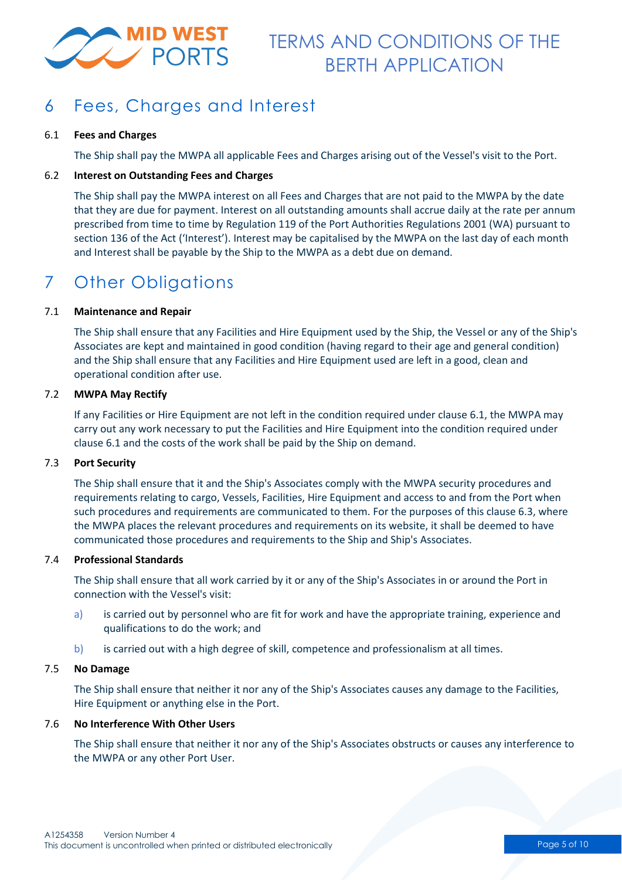# 6 Fees, Charges and Interest

**6.1 Fees and Charges**

The Ship shall pay the MWPA all applicable Fees and Charges arising out of the Vessel's visit to the Port.

**6.2 Interest on Outstanding Fees and Charges**

The Ship shall pay the MWPA interest on all Fees and Charges that are not paid to the MWPA by the date that they are due for payment. Interest on all outstanding amounts shall accrue daily at the rate per annum prescribed from time to time by Regulation 119 of the Port Authorities Regulations 2001 (WA) pursuant to section 136 of the Act ('Interest'). Interest may be capitalised by the MWPA on the last day of each month and Interest shall be payable by the Ship to the MWPA as a debt due on demand.

# 7 Other Obligations

**7.1 Maintenance and Repair**

The Ship shall ensure that any Facilities and Hire Equipment used by the Ship, the Vessel or any of the Ship's Associates are kept and maintained in good condition (having regard to their age and general condition) and the Ship shall ensure that any Facilities and Hire Equipment used are left in a good, clean and operational condition after use.

**7.2 MWPA May Rectify**

If any Facilities or Hire Equipment are not left in the condition required under clause 6.1, the MWPA may carry out any work necessary to put the Facilities and Hire Equipment into the condition required under clause 6.1 and the costs of the work shall be paid by the Ship on demand.

**7.3 Port Security**

The Ship shall ensure that it and the Ship's Associates comply with the MWPA security procedures and requirements relating to cargo, Vessels, Facilities, Hire Equipment and access to and from the Port when such procedures and requirements are communicated to them. For the purposes of this clause 6.3, where the MWPA places the relevant procedures and requirements on its website, it shall be deemed to have communicated those procedures and requirements to the Ship and Ship's Associates.

**7.4 Professional Standards**

The Ship shall ensure that all work carried by it or any of the Ship's Associates in or around the Port in connection with the Vessel's visit:

a) is carried out by personnel who are fit for work and have the appropriate training, experience and qualifications to do the work; and

b) is carried out with a high degree of skill, competence and professionalism at all times.

**7.5 No Damage**

The Ship shall ensure that neither it nor any of the Ship's Associates causes any damage to the Facilities, Hire Equipment or anything else in the Port.

**7.6 No Interference With Other Users**

The Ship shall ensure that neither it nor any of the Ship's Associates obstructs or causes any interference to the MWPA or any other Port User.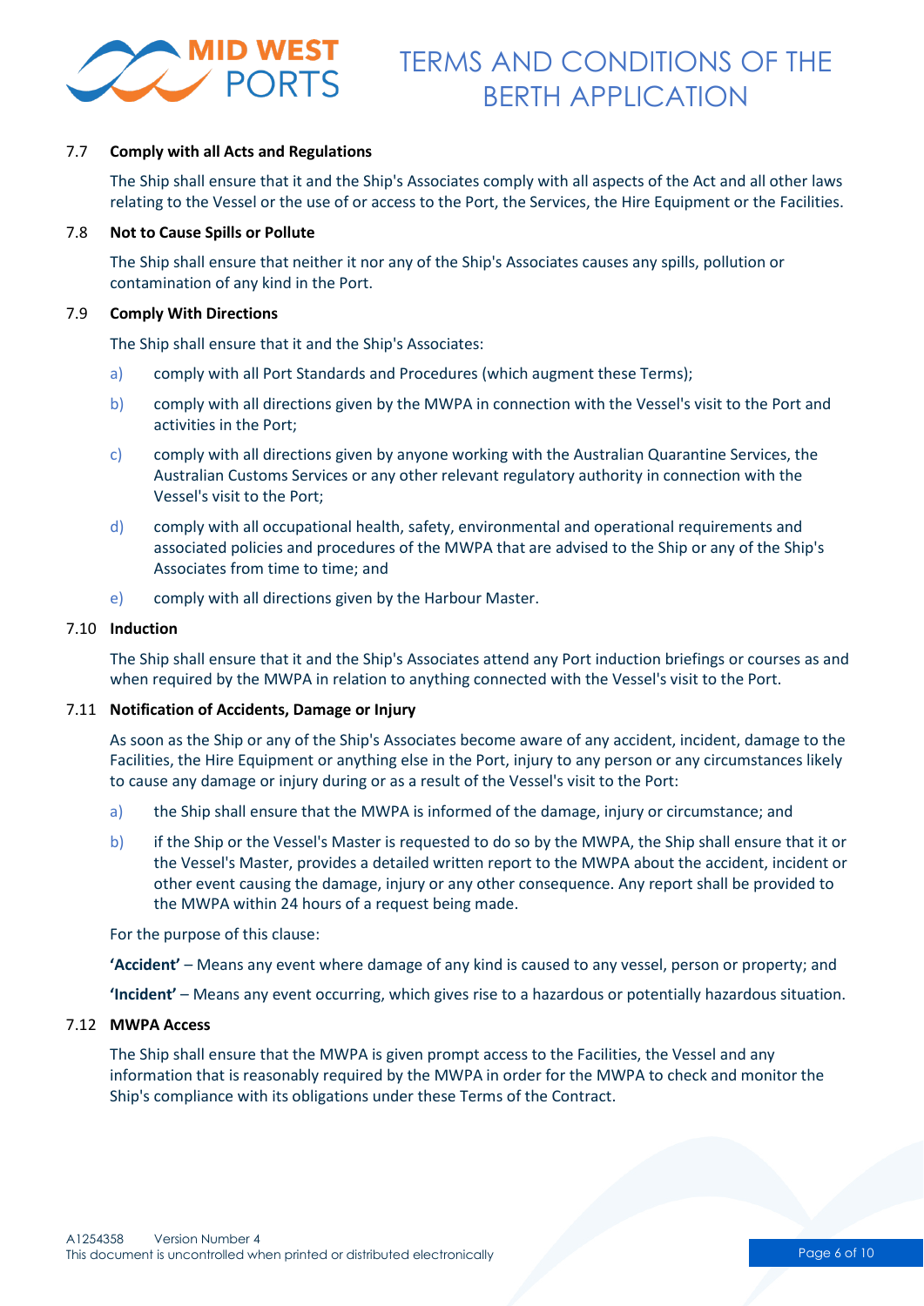### 7.7 Comply with all Acts and Regulations

The Ship shall ensure that it and the Ship's Associates comply with all aspects of the Act and all other laws relating to the Vessel or the use of or access to the Port, the Services, the Hire Equipment or the Facilities.

### 7.8 Not to Cause Spills or Pollute

The Ship shall ensure that neither it nor any of the Ship's Associates causes any spills, pollution or contamination of any kind in the Port.

### 7.9 Comply With Directions

The Ship shall ensure that it and the Ship's Associates:

a) comply with all Port Standards and Procedures (which augment these Terms);

b) comply with all directions given by the MWPA in connection with the Vessel's visit to the Port and activities in the Port;

c) comply with all directions given by anyone working with the Australian Quarantine Services, the Australian Customs Services or any other relevant regulatory authority in connection with the Vessel's visit to the Port;

d) comply with all occupational health, safety, environmental and operational requirements and associated policies and procedures of the MWPA that are advised to the Ship or any of the Ship's Associates from time to time; and

e) comply with all directions given by the Harbour Master.

### 7.10 Induction

The Ship shall ensure that it and the Ship's Associates attend any Port induction briefings or courses as and when required by the MWPA in relation to anything connected with the Vessel's visit to the Port.

### 7.11 Notification of Accidents, Damage or Injury

As soon as the Ship or any of the Ship's Associates become aware of any accident, incident, damage to the Facilities, the Hire Equipment or anything else in the Port, injury to any person or any circumstances likely to cause any damage or injury during or as a result of the Vessel's visit to the Port:

a) the Ship shall ensure that the MWPA is informed of the damage, injury or circumstance; and

b) if the Ship or the Vessel's Master is requested to do so by the MWPA, the Ship shall ensure that it or the Vessel's Master, provides a detailed written report to the MWPA about the accident, incident or other event causing the damage, injury or any other consequence. Any report shall be provided to the MWPA within 24 hours of a request being made.

For the purpose of this clause:

**'Accident'** – Means any event where damage of any kind is caused to any vessel, person or property; and

**'Incident'** – Means any event occurring, which gives rise to a hazardous or potentially hazardous situation.

### 7.12 MWPA Access

The Ship shall ensure that the MWPA is given prompt access to the Facilities, the Vessel and any information that is reasonably required by the MWPA in order for the MWPA to check and monitor the Ship's compliance with its obligations under these Terms of the Contract.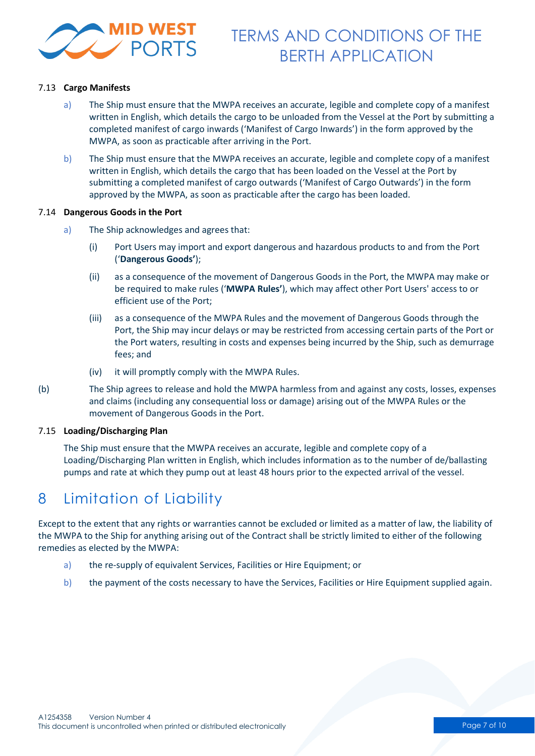### 7.13 Cargo Manifests

a) The Ship must ensure that the MWPA receives an accurate, legible and complete copy of a manifest written in English, which details the cargo to be unloaded from the Vessel at the Port by submitting a completed manifest of cargo inwards ('Manifest of Cargo Inwards') in the form approved by the MWPA, as soon as practicable after arriving in the Port.

b) The Ship must ensure that the MWPA receives an accurate, legible and complete copy of a manifest written in English, which details the cargo that has been loaded on the Vessel at the Port by submitting a completed manifest of cargo outwards ('Manifest of Cargo Outwards') in the form approved by the MWPA, as soon as practicable after the cargo has been loaded.

### 7.14 Dangerous Goods in the Port

a) The Ship acknowledges and agrees that:

(i) Port Users may import and export dangerous and hazardous products to and from the Port ('**Dangerous Goods'**);

(ii) as a consequence of the movement of Dangerous Goods in the Port, the MWPA may make or be required to make rules ('**MWPA Rules'**), which may affect other Port Users' access to or efficient use of the Port;

(iii) as a consequence of the MWPA Rules and the movement of Dangerous Goods through the Port, the Ship may incur delays or may be restricted from accessing certain parts of the Port or the Port waters, resulting in costs and expenses being incurred by the Ship, such as demurrage fees; and

(iv) it will promptly comply with the MWPA Rules.

(b) The Ship agrees to release and hold the MWPA harmless from and against any costs, losses, expenses and claims (including any consequential loss or damage) arising out of the MWPA Rules or the movement of Dangerous Goods in the Port.

### 7.15 Loading/Discharging Plan

The Ship must ensure that the MWPA receives an accurate, legible and complete copy of a Loading/Discharging Plan written in English, which includes information as to the number of de/ballasting pumps and rate at which they pump out at least 48 hours prior to the expected arrival of the vessel.

# 8 Limitation of Liability

Except to the extent that any rights or warranties cannot be excluded or limited as a matter of law, the liability of the MWPA to the Ship for anything arising out of the Contract shall be strictly limited to either of the following remedies as elected by the MWPA:

a) the re-supply of equivalent Services, Facilities or Hire Equipment; or

b) the payment of the costs necessary to have the Services, Facilities or Hire Equipment supplied again.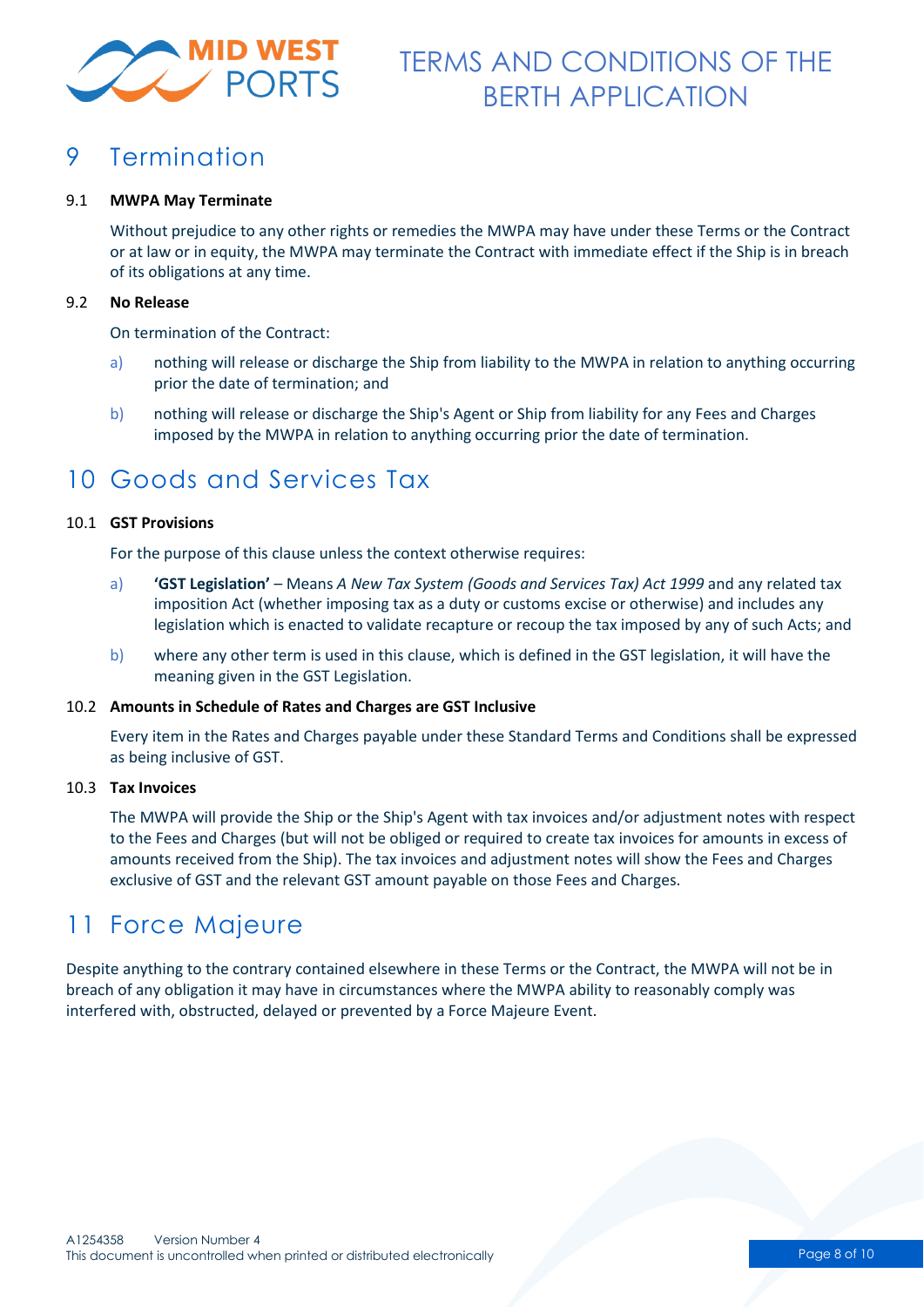# 9 Termination

### 9.1 MWPA May Terminate

Without prejudice to any other rights or remedies the MWPA may have under these Terms or the Contract or at law or in equity, the MWPA may terminate the Contract with immediate effect if the Ship is in breach of its obligations at any time.

### 9.2 No Release

On termination of the Contract:

a) nothing will release or discharge the Ship from liability to the MWPA in relation to anything occurring prior the date of termination; and

b) nothing will release or discharge the Ship's Agent or Ship from liability for any Fees and Charges imposed by the MWPA in relation to anything occurring prior the date of termination.

# 10 Goods and Services Tax

### 10.1 GST Provisions

For the purpose of this clause unless the context otherwise requires:

a) **'GST Legislation'** – Means *A New Tax System (Goods and Services Tax) Act 1999* and any related tax imposition Act (whether imposing tax as a duty or customs excise or otherwise) and includes any legislation which is enacted to validate recapture or recoup the tax imposed by any of such Acts; and

b) where any other term is used in this clause, which is defined in the GST legislation, it will have the meaning given in the GST Legislation.

### 10.2 Amounts in Schedule of Rates and Charges are GST Inclusive

Every item in the Rates and Charges payable under these Standard Terms and Conditions shall be expressed as being inclusive of GST.

### 10.3 Tax Invoices

The MWPA will provide the Ship or the Ship's Agent with tax invoices and/or adjustment notes with respect to the Fees and Charges (but will not be obliged or required to create tax invoices for amounts in excess of amounts received from the Ship). The tax invoices and adjustment notes will show the Fees and Charges exclusive of GST and the relevant GST amount payable on those Fees and Charges.

# 11 Force Majeure

Despite anything to the contrary contained elsewhere in these Terms or the Contract, the MWPA will not be in breach of any obligation it may have in circumstances where the MWPA ability to reasonably comply was interfered with, obstructed, delayed or prevented by a Force Majeure Event.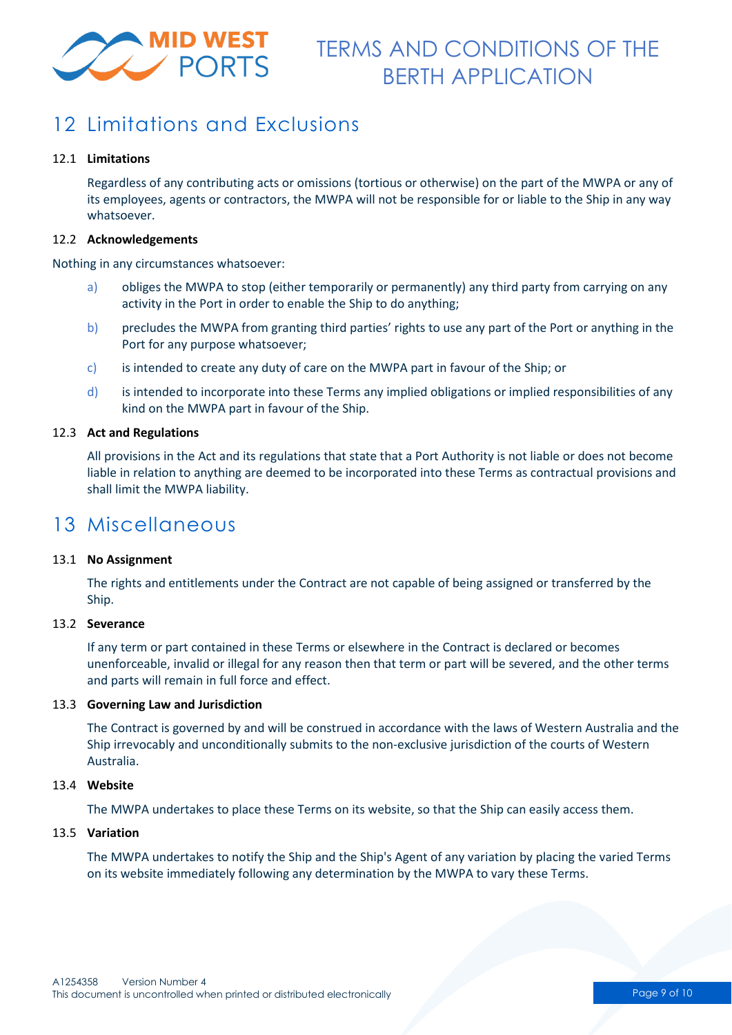## 12 Limitations and Exclusions

### 12.1 Limitations

Regardless of any contributing acts or omissions (tortious or otherwise) on the part of the MWPA or any of its employees, agents or contractors, the MWPA will not be responsible for or liable to the Ship in any way whatsoever.

### 12.2 Acknowledgements

Nothing in any circumstances whatsoever:

a) obliges the MWPA to stop (either temporarily or permanently) any third party from carrying on any activity in the Port in order to enable the Ship to do anything;

b) precludes the MWPA from granting third parties' rights to use any part of the Port or anything in the Port for any purpose whatsoever;

c) is intended to create any duty of care on the MWPA part in favour of the Ship; or

d) is intended to incorporate into these Terms any implied obligations or implied responsibilities of any kind on the MWPA part in favour of the Ship.

### 12.3 Act and Regulations

All provisions in the Act and its regulations that state that a Port Authority is not liable or does not become liable in relation to anything are deemed to be incorporated into these Terms as contractual provisions and shall limit the MWPA liability.

## 13 Miscellaneous

### 13.1 No Assignment

The rights and entitlements under the Contract are not capable of being assigned or transferred by the Ship.

### 13.2 Severance

If any term or part contained in these Terms or elsewhere in the Contract is declared or becomes unenforceable, invalid or illegal for any reason then that term or part will be severed, and the other terms and parts will remain in full force and effect.

### 13.3 Governing Law and Jurisdiction

The Contract is governed by and will be construed in accordance with the laws of Western Australia and the Ship irrevocably and unconditionally submits to the non-exclusive jurisdiction of the courts of Western Australia.

### 13.4 Website

The MWPA undertakes to place these Terms on its website, so that the Ship can easily access them.

### 13.5 Variation

The MWPA undertakes to notify the Ship and the Ship's Agent of any variation by placing the varied Terms on its website immediately following any determination by the MWPA to vary these Terms.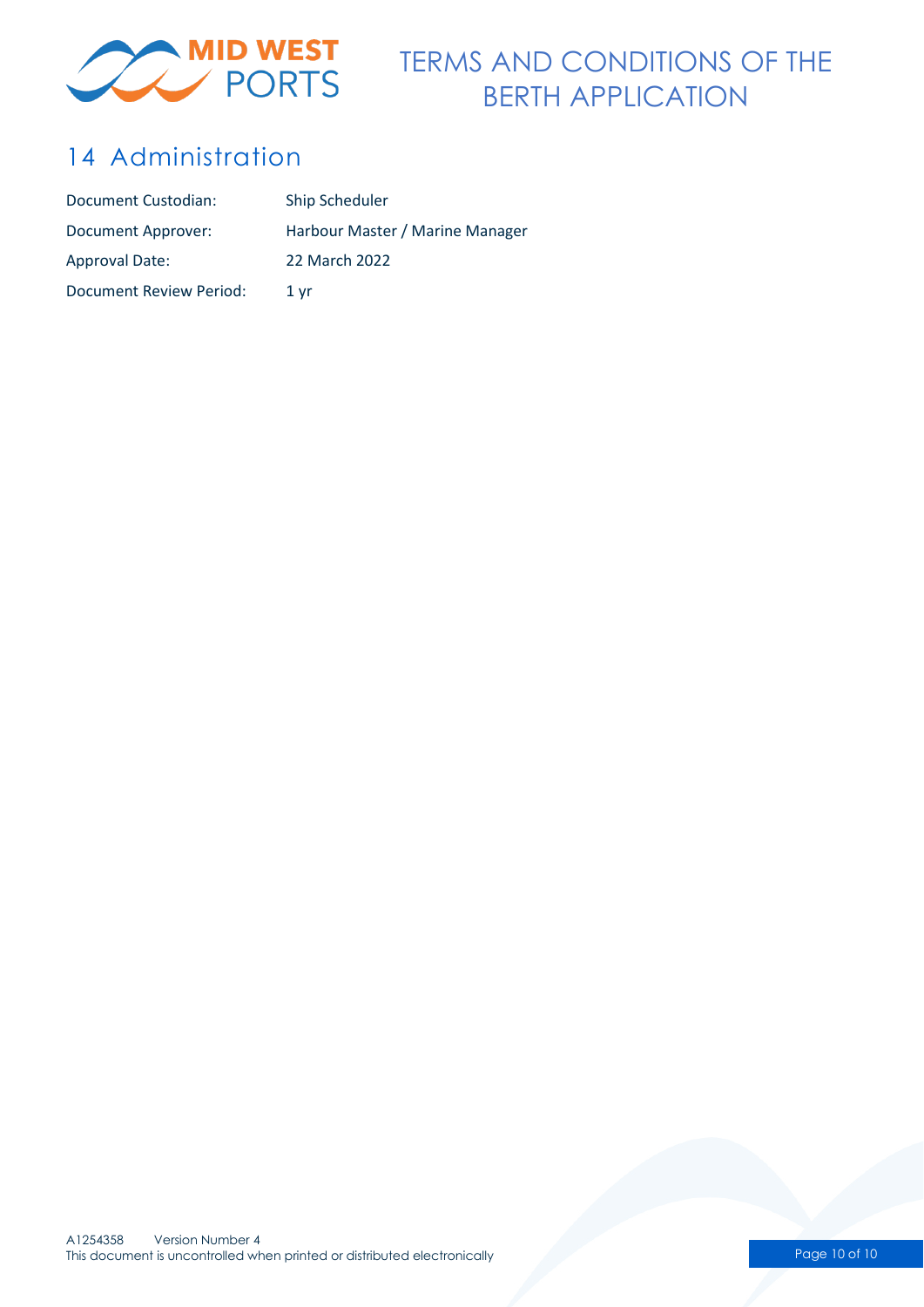## 14 Administration

| | |
|---|---|
| Document Custodian: | Ship Scheduler |
| Document Approver: | Harbour Master / Marine Manager |
| Approval Date: | 22 March 2022 |
| Document Review Period: | 1 yr |